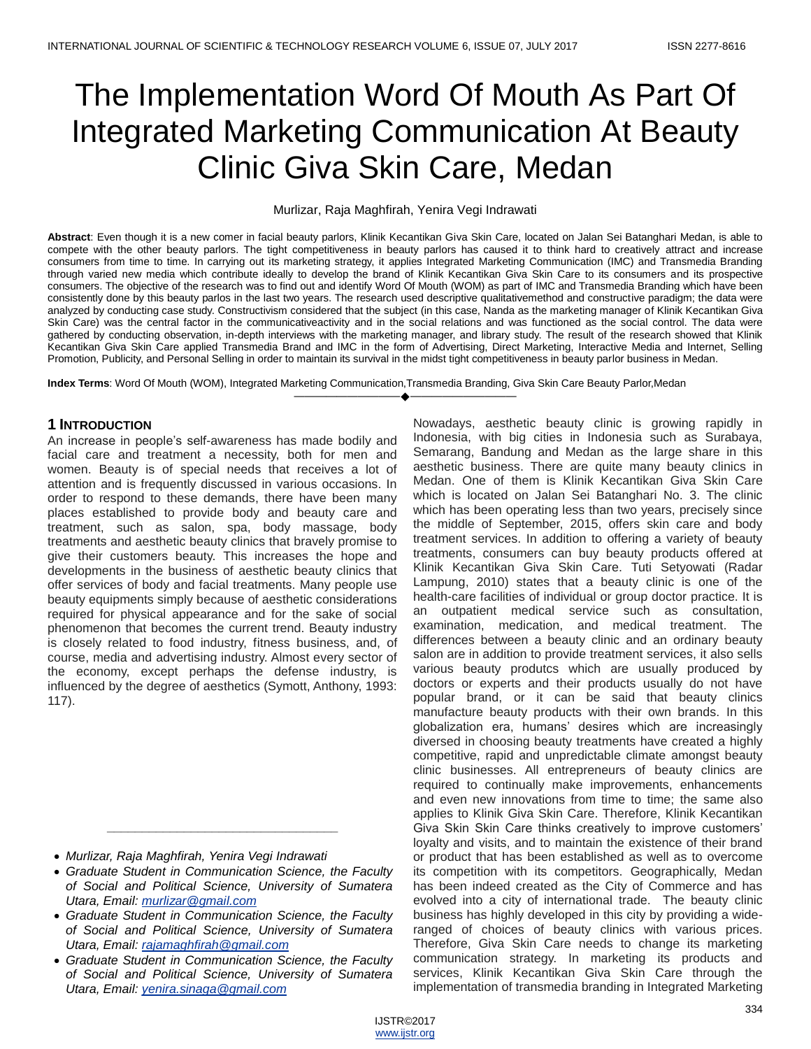# The Implementation Word Of Mouth As Part Of Integrated Marketing Communication At Beauty Clinic Giva Skin Care, Medan

Murlizar, Raja Maghfirah, Yenira Vegi Indrawati

**Abstract**: Even though it is a new comer in facial beauty parlors, Klinik Kecantikan Giva Skin Care, located on Jalan Sei Batanghari Medan, is able to compete with the other beauty parlors. The tight competitiveness in beauty parlors has caused it to think hard to creatively attract and increase consumers from time to time. In carrying out its marketing strategy, it applies Integrated Marketing Communication (IMC) and Transmedia Branding through varied new media which contribute ideally to develop the brand of Klinik Kecantikan Giva Skin Care to its consumers and its prospective consumers. The objective of the research was to find out and identify Word Of Mouth (WOM) as part of IMC and Transmedia Branding which have been consistently done by this beauty parlos in the last two years. The research used descriptive qualitativemethod and constructive paradigm; the data were analyzed by conducting case study. Constructivism considered that the subject (in this case, Nanda as the marketing manager of Klinik Kecantikan Giva Skin Care) was the central factor in the communicativeactivity and in the social relations and was functioned as the social control. The data were gathered by conducting observation, in-depth interviews with the marketing manager, and library study. The result of the research showed that Klinik Kecantikan Giva Skin Care applied Transmedia Brand and IMC in the form of Advertising, Direct Marketing, Interactive Media and Internet, Selling Promotion, Publicity, and Personal Selling in order to maintain its survival in the midst tight competitiveness in beauty parlor business in Medan.

**Index Terms**: Word Of Mouth (WOM), Integrated Marketing Communication,Transmedia Branding, Giva Skin Care Beauty Parlor,Medan

## 1 Introduction

An increase in people's self-awareness has made bodily and facial care and treatment a necessity, both for men and women. Beauty is of special needs that receives a lot of attention and is frequently discussed in various occasions. In order to respond to these demands, there have been many places established to provide body and beauty care and treatment, such as salon, spa, body massage, body treatments and aesthetic beauty clinics that bravely promise to give their customers beauty. This increases the hope and developments in the business of aesthetic beauty clinics that offer services of body and facial treatments. Many people use beauty equipments simply because of aesthetic considerations required for physical appearance and for the sake of social phenomenon that becomes the current trend. Beauty industry is closely related to food industry, fitness business, and, of course, media and advertising industry. Almost every sector of the economy, except perhaps the defense industry, is influenced by the degree of aesthetics (Symott, Anthony, 1993: 117).

- *Murlizar, Raja Maghfirah, Yenira Vegi Indrawati*
- *Graduate Student in Communication Science, the Faculty of Social and Political Science, University of Sumatera Utara, Email: murlizar@gmail.com*
- *Graduate Student in Communication Science, the Faculty of Social and Political Science, University of Sumatera Utara, Email: rajamaghfirah@gmail.com*
- *Graduate Student in Communication Science, the Faculty of Social and Political Science, University of Sumatera Utara, Email: yenira.sinaga@gmail.com*

Nowadays, aesthetic beauty clinic is growing rapidly in Indonesia, with big cities in Indonesia such as Surabaya, Semarang, Bandung and Medan as the large share in this aesthetic business. There are quite many beauty clinics in Medan. One of them is Klinik Kecantikan Giva Skin Care which is located on Jalan Sei Batanghari No. 3. The clinic which has been operating less than two years, precisely since the middle of September, 2015, offers skin care and body treatment services. In addition to offering a variety of beauty treatments, consumers can buy beauty products offered at Klinik Kecantikan Giva Skin Care. Tuti Setyowati (Radar Lampung, 2010) states that a beauty clinic is one of the health-care facilities of individual or group doctor practice. It is an outpatient medical service such as consultation, examination, medication, and medical treatment. The differences between a beauty clinic and an ordinary beauty salon are in addition to provide treatment services, it also sells various beauty produtcs which are usually produced by doctors or experts and their products usually do not have popular brand, or it can be said that beauty clinics manufacture beauty products with their own brands. In this globalization era, humans' desires which are increasingly diversed in choosing beauty treatments have created a highly competitive, rapid and unpredictable climate amongst beauty clinic businesses. All entrepreneurs of beauty clinics are required to continually make improvements, enhancements and even new innovations from time to time; the same also applies to Klinik Giva Skin Care. Therefore, Klinik Kecantikan Giva Skin Skin Care thinks creatively to improve customers' loyalty and visits, and to maintain the existence of their brand or product that has been established as well as to overcome its competition with its competitors. Geographically, Medan has been indeed created as the City of Commerce and has evolved into a city of international trade. The beauty clinic business has highly developed in this city by providing a wide-ranged of choices of beauty clinics with various prices. Therefore, Giva Skin Care needs to change its marketing communication strategy. In marketing its products and services, Klinik Kecantikan Giva Skin Care through the implementation of transmedia branding in Integrated Marketing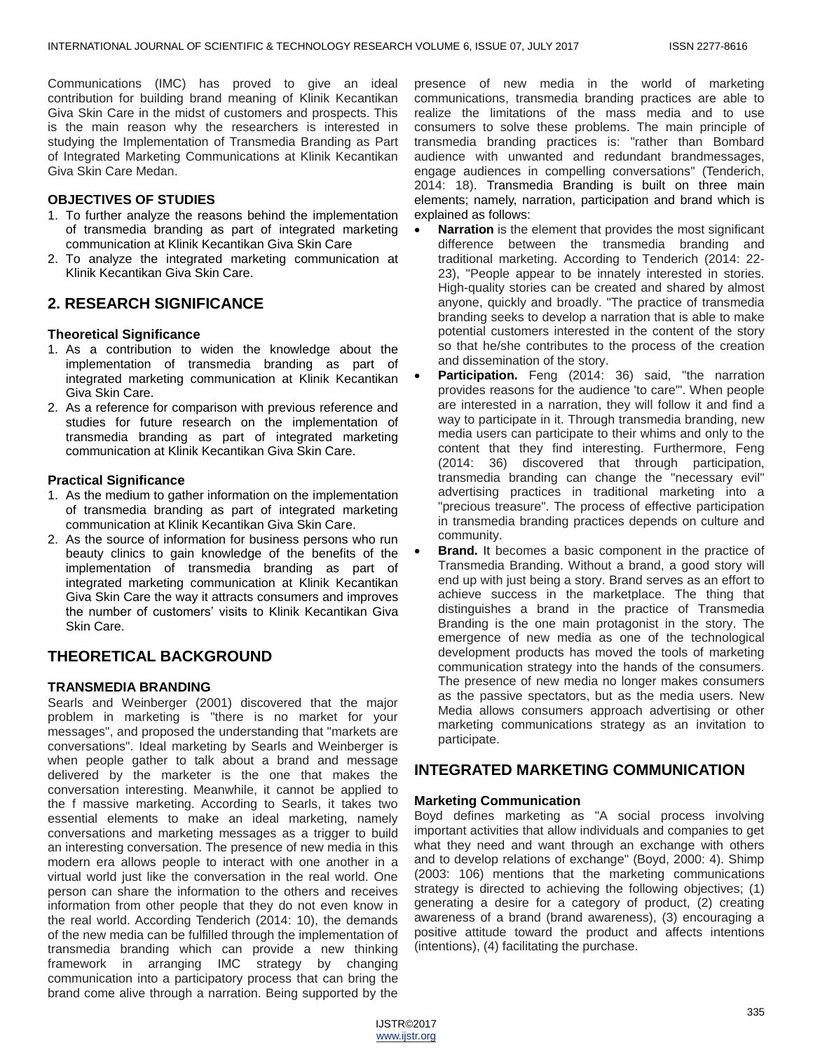Communications (IMC) has proved to give an ideal contribution for building brand meaning of Klinik Kecantikan Giva Skin Care in the midst of customers and prospects. This is the main reason why the researchers is interested in studying the Implementation of Transmedia Branding as Part of Integrated Marketing Communications at Klinik Kecantikan Giva Skin Care Medan.

### OBJECTIVES OF STUDIES

1. To further analyze the reasons behind the implementation of transmedia branding as part of integrated marketing communication at Klinik Kecantikan Giva Skin Care
2. To analyze the integrated marketing communication at Klinik Kecantikan Giva Skin Care.

## 2. RESEARCH SIGNIFICANCE

### Theoretical Significance

1. As a contribution to widen the knowledge about the implementation of transmedia branding as part of integrated marketing communication at Klinik Kecantikan Giva Skin Care.
2. As a reference for comparison with previous reference and studies for future research on the implementation of transmedia branding as part of integrated marketing communication at Klinik Kecantikan Giva Skin Care.

### Practical Significance

1. As the medium to gather information on the implementation of transmedia branding as part of integrated marketing communication at Klinik Kecantikan Giva Skin Care.
2. As the source of information for business persons who run beauty clinics to gain knowledge of the benefits of the implementation of transmedia branding as part of integrated marketing communication at Klinik Kecantikan Giva Skin Care the way it attracts consumers and improves the number of customers' visits to Klinik Kecantikan Giva Skin Care.

## THEORETICAL BACKGROUND

### TRANSMEDIA BRANDING

Searls and Weinberger (2001) discovered that the major problem in marketing is "there is no market for your messages", and proposed the understanding that "markets are conversations". Ideal marketing by Searls and Weinberger is when people gather to talk about a brand and message delivered by the marketer is the one that makes the conversation interesting. Meanwhile, it cannot be applied to the f massive marketing. According to Searls, it takes two essential elements to make an ideal marketing, namely conversations and marketing messages as a trigger to build an interesting conversation. The presence of new media in this modern era allows people to interact with one another in a virtual world just like the conversation in the real world. One person can share the information to the others and receives information from other people that they do not even know in the real world. According Tenderich (2014: 10), the demands of the new media can be fulfilled through the implementation of transmedia branding which can provide a new thinking framework in arranging IMC strategy by changing communication into a participatory process that can bring the brand come alive through a narration. Being supported by the presence of new media in the world of marketing communications, transmedia branding practices are able to realize the limitations of the mass media and to use consumers to solve these problems. The main principle of transmedia branding practices is: "rather than Bombard audience with unwanted and redundant brandmessages, engage audiences in compelling conversations" (Tenderich, 2014: 18). Transmedia Branding is built on three main elements; namely, narration, participation and brand which is explained as follows:

- **Narration** is the element that provides the most significant difference between the transmedia branding and traditional marketing. According to Tenderich (2014: 22-23), "People appear to be innately interested in stories. High-quality stories can be created and shared by almost anyone, quickly and broadly. "The practice of transmedia branding seeks to develop a narration that is able to make potential customers interested in the content of the story so that he/she contributes to the process of the creation and dissemination of the story.
- **Participation.** Feng (2014: 36) said, "the narration provides reasons for the audience 'to care'". When people are interested in a narration, they will follow it and find a way to participate in it. Through transmedia branding, new media users can participate to their whims and only to the content that they find interesting. Furthermore, Feng (2014: 36) discovered that through participation, transmedia branding can change the "necessary evil" advertising practices in traditional marketing into a "precious treasure". The process of effective participation in transmedia branding practices depends on culture and community.
- **Brand.** It becomes a basic component in the practice of Transmedia Branding. Without a brand, a good story will end up with just being a story. Brand serves as an effort to achieve success in the marketplace. The thing that distinguishes a brand in the practice of Transmedia Branding is the one main protagonist in the story. The emergence of new media as one of the technological development products has moved the tools of marketing communication strategy into the hands of the consumers. The presence of new media no longer makes consumers as the passive spectators, but as the media users. New Media allows consumers approach advertising or other marketing communications strategy as an invitation to participate.

## INTEGRATED MARKETING COMMUNICATION

### Marketing Communication

Boyd defines marketing as "A social process involving important activities that allow individuals and companies to get what they need and want through an exchange with others and to develop relations of exchange" (Boyd, 2000: 4). Shimp (2003: 106) mentions that the marketing communications strategy is directed to achieving the following objectives; (1) generating a desire for a category of product, (2) creating awareness of a brand (brand awareness), (3) encouraging a positive attitude toward the product and affects intentions (intentions), (4) facilitating the purchase.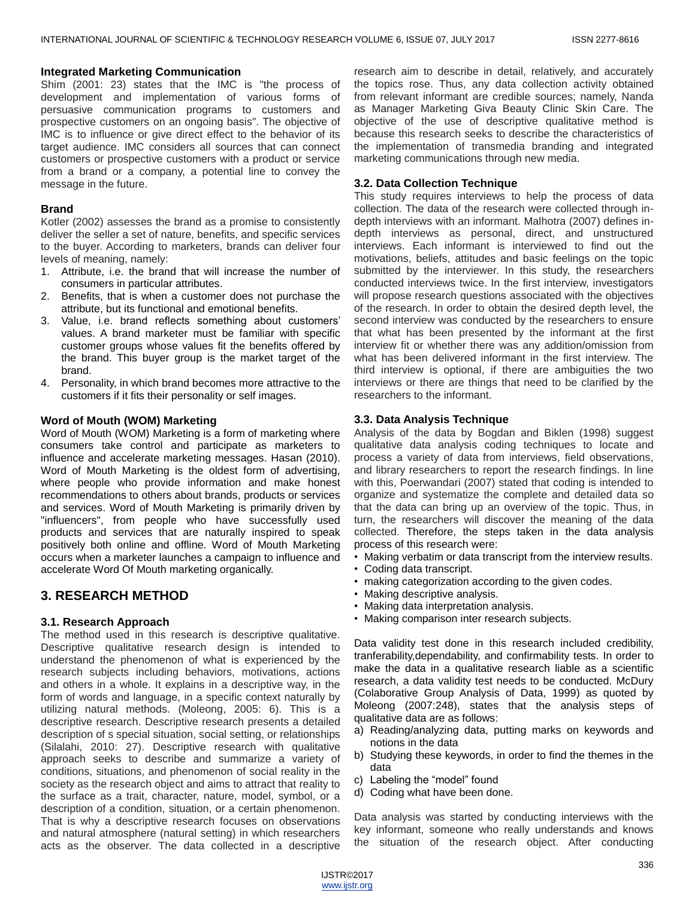### Integrated Marketing Communication

Shim (2001: 23) states that the IMC is "the process of development and implementation of various forms of persuasive communication programs to customers and prospective customers on an ongoing basis". The objective of IMC is to influence or give direct effect to the behavior of its target audience. IMC considers all sources that can connect customers or prospective customers with a product or service from a brand or a company, a potential line to convey the message in the future.

### Brand

Kotler (2002) assesses the brand as a promise to consistently deliver the seller a set of nature, benefits, and specific services to the buyer. According to marketers, brands can deliver four levels of meaning, namely:

1. Attribute, i.e. the brand that will increase the number of consumers in particular attributes.
2. Benefits, that is when a customer does not purchase the attribute, but its functional and emotional benefits.
3. Value, i.e. brand reflects something about customers' values. A brand marketer must be familiar with specific customer groups whose values fit the benefits offered by the brand. This buyer group is the market target of the brand.
4. Personality, in which brand becomes more attractive to the customers if it fits their personality or self images.

### Word of Mouth (WOM) Marketing

Word of Mouth (WOM) Marketing is a form of marketing where consumers take control and participate as marketers to influence and accelerate marketing messages. Hasan (2010). Word of Mouth Marketing is the oldest form of advertising, where people who provide information and make honest recommendations to others about brands, products or services and services. Word of Mouth Marketing is primarily driven by "influencers", from people who have successfully used products and services that are naturally inspired to speak positively both online and offline. Word of Mouth Marketing occurs when a marketer launches a campaign to influence and accelerate Word Of Mouth marketing organically.

## 3. RESEARCH METHOD

### 3.1. Research Approach

The method used in this research is descriptive qualitative. Descriptive qualitative research design is intended to understand the phenomenon of what is experienced by the research subjects including behaviors, motivations, actions and others in a whole. It explains in a descriptive way, in the form of words and language, in a specific context naturally by utilizing natural methods. (Moleong, 2005: 6). This is a descriptive research. Descriptive research presents a detailed description of s special situation, social setting, or relationships (Silalahi, 2010: 27). Descriptive research with qualitative approach seeks to describe and summarize a variety of conditions, situations, and phenomenon of social reality in the society as the research object and aims to attract that reality to the surface as a trait, character, nature, model, symbol, or a description of a condition, situation, or a certain phenomenon. That is why a descriptive research focuses on observations and natural atmosphere (natural setting) in which researchers acts as the observer. The data collected in a descriptive research aim to describe in detail, relatively, and accurately the topics rose. Thus, any data collection activity obtained from relevant informant are credible sources; namely, Nanda as Manager Marketing Giva Beauty Clinic Skin Care. The objective of the use of descriptive qualitative method is because this research seeks to describe the characteristics of the implementation of transmedia branding and integrated marketing communications through new media.

### 3.2. Data Collection Technique

This study requires interviews to help the process of data collection. The data of the research were collected through in-depth interviews with an informant. Malhotra (2007) defines in-depth interviews as personal, direct, and unstructured interviews. Each informant is interviewed to find out the motivations, beliefs, attitudes and basic feelings on the topic submitted by the interviewer. In this study, the researchers conducted interviews twice. In the first interview, investigators will propose research questions associated with the objectives of the research. In order to obtain the desired depth level, the second interview was conducted by the researchers to ensure that what has been presented by the informant at the first interview fit or whether there was any addition/omission from what has been delivered informant in the first interview. The third interview is optional, if there are ambiguities the two interviews or there are things that need to be clarified by the researchers to the informant.

### 3.3. Data Analysis Technique

Analysis of the data by Bogdan and Biklen (1998) suggest qualitative data analysis coding techniques to locate and process a variety of data from interviews, field observations, and library researchers to report the research findings. In line with this, Poerwandari (2007) stated that coding is intended to organize and systematize the complete and detailed data so that the data can bring up an overview of the topic. Thus, in turn, the researchers will discover the meaning of the data collected. Therefore, the steps taken in the data analysis process of this research were:

- Making verbatim or data transcript from the interview results.
- Coding data transcript.
- making categorization according to the given codes.
- Making descriptive analysis.
- Making data interpretation analysis.
- Making comparison inter research subjects.

Data validity test done in this research included credibility, tranferability,dependability, and confirmability tests. In order to make the data in a qualitative research liable as a scientific research, a data validity test needs to be conducted. McDury (Colaborative Group Analysis of Data, 1999) as quoted by Moleong (2007:248), states that the analysis steps of qualitative data are as follows:

a) Reading/analyzing data, putting marks on keywords and notions in the data
b) Studying these keywords, in order to find the themes in the data
c) Labeling the "model" found
d) Coding what have been done.

Data analysis was started by conducting interviews with the key informant, someone who really understands and knows the situation of the research object. After conducting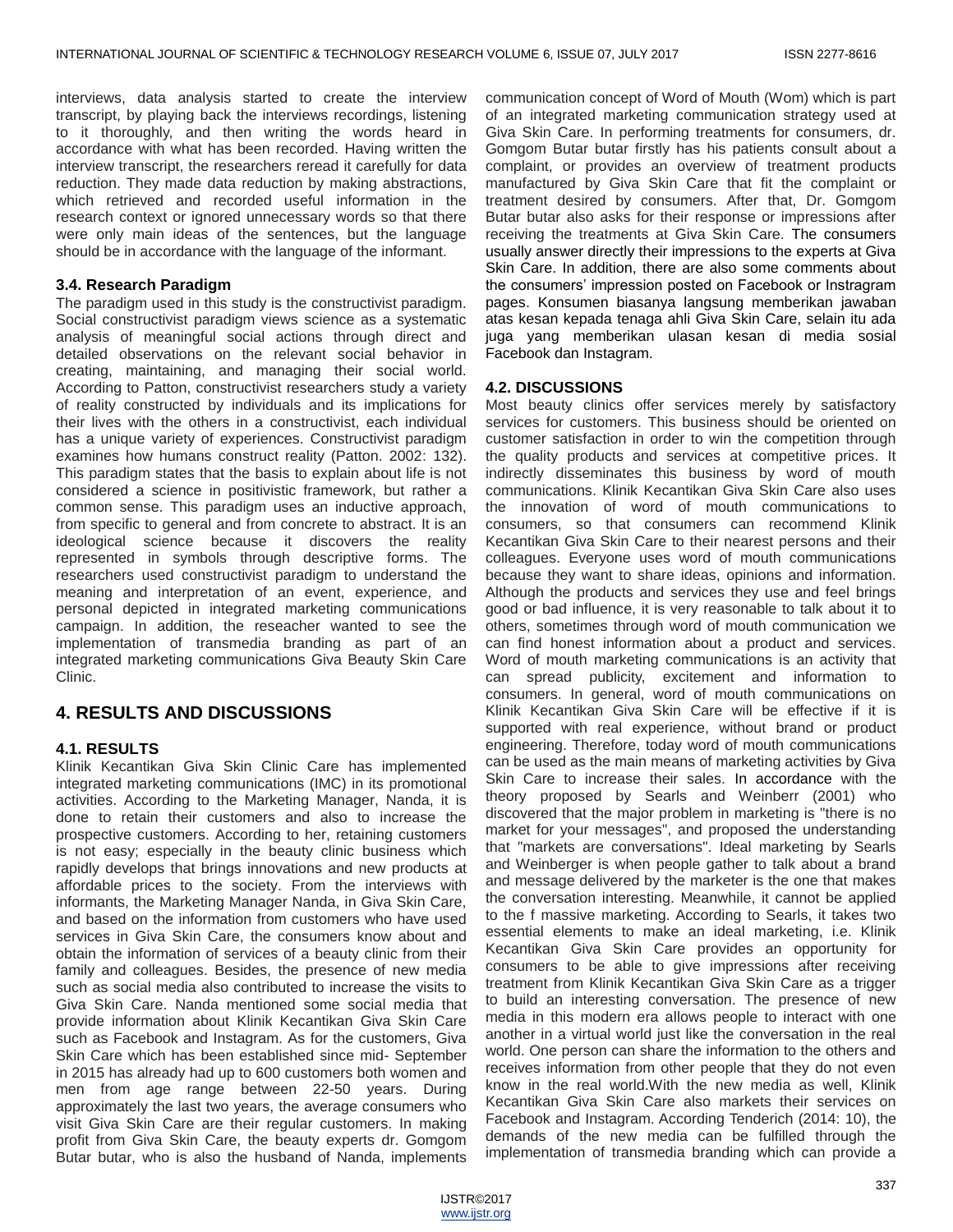interviews, data analysis started to create the interview transcript, by playing back the interviews recordings, listening to it thoroughly, and then writing the words heard in accordance with what has been recorded. Having written the interview transcript, the researchers reread it carefully for data reduction. They made data reduction by making abstractions, which retrieved and recorded useful information in the research context or ignored unnecessary words so that there were only main ideas of the sentences, but the language should be in accordance with the language of the informant.

### 3.4. Research Paradigm

The paradigm used in this study is the constructivist paradigm. Social constructivist paradigm views science as a systematic analysis of meaningful social actions through direct and detailed observations on the relevant social behavior in creating, maintaining, and managing their social world. According to Patton, constructivist researchers study a variety of reality constructed by individuals and its implications for their lives with the others in a constructivist, each individual has a unique variety of experiences. Constructivist paradigm examines how humans construct reality (Patton. 2002: 132). This paradigm states that the basis to explain about life is not considered a science in positivistic framework, but rather a common sense. This paradigm uses an inductive approach, from specific to general and from concrete to abstract. It is an ideological science because it discovers the reality represented in symbols through descriptive forms. The researchers used constructivist paradigm to understand the meaning and interpretation of an event, experience, and personal depicted in integrated marketing communications campaign. In addition, the reseacher wanted to see the implementation of transmedia branding as part of an integrated marketing communications Giva Beauty Skin Care Clinic.

## 4. RESULTS AND DISCUSSIONS

### 4.1. RESULTS

Klinik Kecantikan Giva Skin Clinic Care has implemented integrated marketing communications (IMC) in its promotional activities. According to the Marketing Manager, Nanda, it is done to retain their customers and also to increase the prospective customers. According to her, retaining customers is not easy; especially in the beauty clinic business which rapidly develops that brings innovations and new products at affordable prices to the society. From the interviews with informants, the Marketing Manager Nanda, in Giva Skin Care, and based on the information from customers who have used services in Giva Skin Care, the consumers know about and obtain the information of services of a beauty clinic from their family and colleagues. Besides, the presence of new media such as social media also contributed to increase the visits to Giva Skin Care. Nanda mentioned some social media that provide information about Klinik Kecantikan Giva Skin Care such as Facebook and Instagram. As for the customers, Giva Skin Care which has been established since mid- September in 2015 has already had up to 600 customers both women and men from age range between 22-50 years. During approximately the last two years, the average consumers who visit Giva Skin Care are their regular customers. In making profit from Giva Skin Care, the beauty experts dr. Gomgom Butar butar, who is also the husband of Nanda, implements communication concept of Word of Mouth (Wom) which is part of an integrated marketing communication strategy used at Giva Skin Care. In performing treatments for consumers, dr. Gomgom Butar butar firstly has his patients consult about a complaint, or provides an overview of treatment products manufactured by Giva Skin Care that fit the complaint or treatment desired by consumers. After that, Dr. Gomgom Butar butar also asks for their response or impressions after receiving the treatments at Giva Skin Care. The consumers usually answer directly their impressions to the experts at Giva Skin Care. In addition, there are also some comments about the consumers' impression posted on Facebook or Instragram pages. Konsumen biasanya langsung memberikan jawaban atas kesan kepada tenaga ahli Giva Skin Care, selain itu ada juga yang memberikan ulasan kesan di media sosial Facebook dan Instagram.

### 4.2. DISCUSSIONS

Most beauty clinics offer services merely by satisfactory services for customers. This business should be oriented on customer satisfaction in order to win the competition through the quality products and services at competitive prices. It indirectly disseminates this business by word of mouth communications. Klinik Kecantikan Giva Skin Care also uses the innovation of word of mouth communications to consumers, so that consumers can recommend Klinik Kecantikan Giva Skin Care to their nearest persons and their colleagues. Everyone uses word of mouth communications because they want to share ideas, opinions and information. Although the products and services they use and feel brings good or bad influence, it is very reasonable to talk about it to others, sometimes through word of mouth communication we can find honest information about a product and services. Word of mouth marketing communications is an activity that can spread publicity, excitement and information to consumers. In general, word of mouth communications on Klinik Kecantikan Giva Skin Care will be effective if it is supported with real experience, without brand or product engineering. Therefore, today word of mouth communications can be used as the main means of marketing activities by Giva Skin Care to increase their sales. In accordance with the theory proposed by Searls and Weinberr (2001) who discovered that the major problem in marketing is "there is no market for your messages", and proposed the understanding that "markets are conversations". Ideal marketing by Searls and Weinberger is when people gather to talk about a brand and message delivered by the marketer is the one that makes the conversation interesting. Meanwhile, it cannot be applied to the f massive marketing. According to Searls, it takes two essential elements to make an ideal marketing, i.e. Klinik Kecantikan Giva Skin Care provides an opportunity for consumers to be able to give impressions after receiving treatment from Klinik Kecantikan Giva Skin Care as a trigger to build an interesting conversation. The presence of new media in this modern era allows people to interact with one another in a virtual world just like the conversation in the real world. One person can share the information to the others and receives information from other people that they do not even know in the real world.With the new media as well, Klinik Kecantikan Giva Skin Care also markets their services on Facebook and Instagram. According Tenderich (2014: 10), the demands of the new media can be fulfilled through the implementation of transmedia branding which can provide a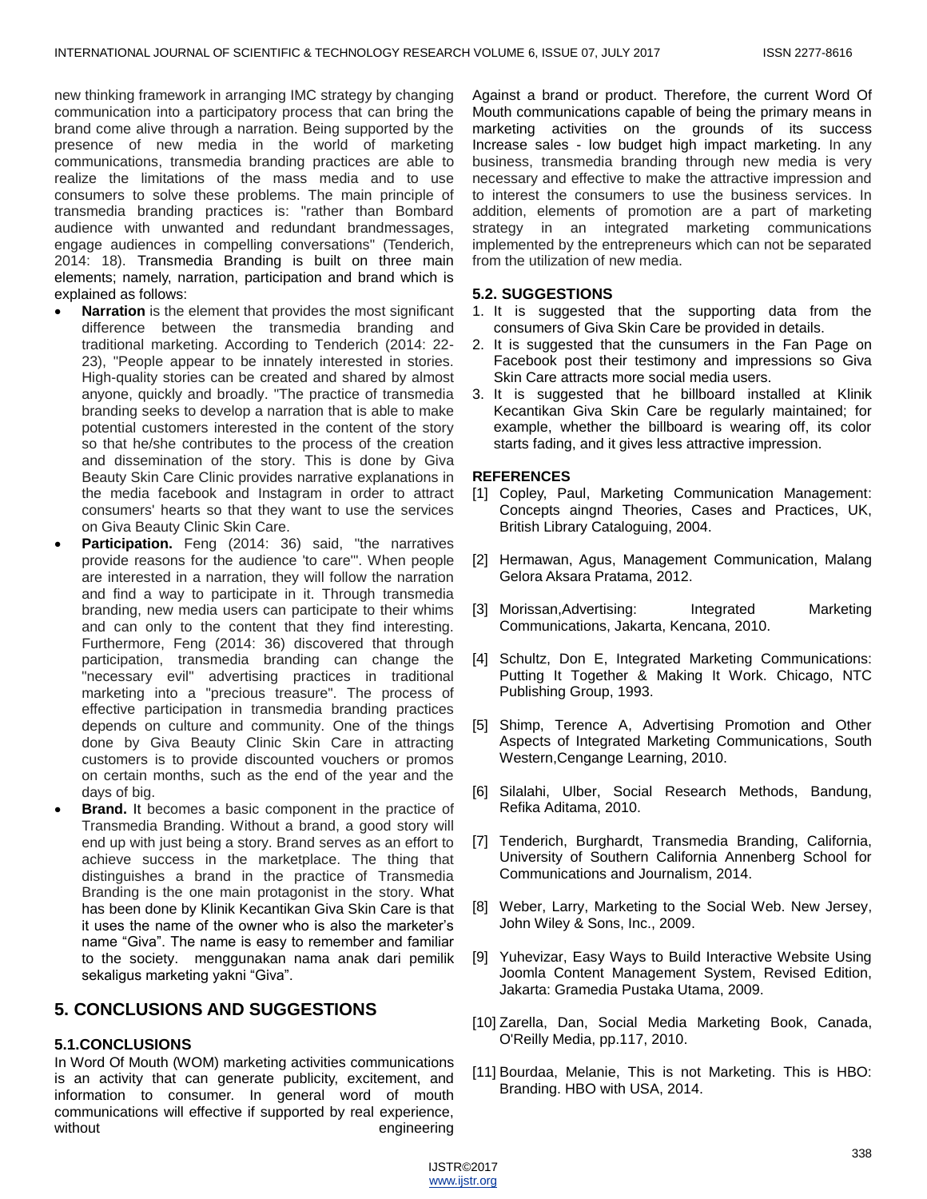new thinking framework in arranging IMC strategy by changing communication into a participatory process that can bring the brand come alive through a narration. Being supported by the presence of new media in the world of marketing communications, transmedia branding practices are able to realize the limitations of the mass media and to use consumers to solve these problems. The main principle of transmedia branding practices is: "rather than Bombard audience with unwanted and redundant brandmessages, engage audiences in compelling conversations" (Tenderich, 2014: 18). Transmedia Branding is built on three main elements; namely, narration, participation and brand which is explained as follows:

- **Narration** is the element that provides the most significant difference between the transmedia branding and traditional marketing. According to Tenderich (2014: 22-23), "People appear to be innately interested in stories. High-quality stories can be created and shared by almost anyone, quickly and broadly. "The practice of transmedia branding seeks to develop a narration that is able to make potential customers interested in the content of the story so that he/she contributes to the process of the creation and dissemination of the story. This is done by Giva Beauty Skin Care Clinic provides narrative explanations in the media facebook and Instagram in order to attract consumers' hearts so that they want to use the services on Giva Beauty Clinic Skin Care.
- **Participation.** Feng (2014: 36) said, "the narratives provide reasons for the audience 'to care'". When people are interested in a narration, they will follow the narration and find a way to participate in it. Through transmedia branding, new media users can participate to their whims and can only to the content that they find interesting. Furthermore, Feng (2014: 36) discovered that through participation, transmedia branding can change the "necessary evil" advertising practices in traditional marketing into a "precious treasure". The process of effective participation in transmedia branding practices depends on culture and community. One of the things done by Giva Beauty Clinic Skin Care in attracting customers is to provide discounted vouchers or promos on certain months, such as the end of the year and the days of big.
- **Brand.** It becomes a basic component in the practice of Transmedia Branding. Without a brand, a good story will end up with just being a story. Brand serves as an effort to achieve success in the marketplace. The thing that distinguishes a brand in the practice of Transmedia Branding is the one main protagonist in the story. What has been done by Klinik Kecantikan Giva Skin Care is that it uses the name of the owner who is also the marketer's name "Giva". The name is easy to remember and familiar to the society. menggunakan nama anak dari pemilik sekaligus marketing yakni "Giva".

## 5. CONCLUSIONS AND SUGGESTIONS

### 5.1.CONCLUSIONS

In Word Of Mouth (WOM) marketing activities communications is an activity that can generate publicity, excitement, and information to consumer. In general word of mouth communications will effective if supported by real experience, without engineering Against a brand or product. Therefore, the current Word Of Mouth communications capable of being the primary means in marketing activities on the grounds of its success Increase sales - low budget high impact marketing. In any business, transmedia branding through new media is very necessary and effective to make the attractive impression and to interest the consumers to use the business services. In addition, elements of promotion are a part of marketing strategy in an integrated marketing communications implemented by the entrepreneurs which can not be separated from the utilization of new media.

### 5.2. SUGGESTIONS

1. It is suggested that the supporting data from the consumers of Giva Skin Care be provided in details.
2. It is suggested that the cunsumers in the Fan Page on Facebook post their testimony and impressions so Giva Skin Care attracts more social media users.
3. It is suggested that he billboard installed at Klinik Kecantikan Giva Skin Care be regularly maintained; for example, whether the billboard is wearing off, its color starts fading, and it gives less attractive impression.

### REFERENCES

[1] Copley, Paul, Marketing Communication Management: Concepts aingnd Theories, Cases and Practices, UK, British Library Cataloguing, 2004.

[2] Hermawan, Agus, Management Communication, Malang Gelora Aksara Pratama, 2012.

[3] Morissan,Advertising: Integrated Marketing Communications, Jakarta, Kencana, 2010.

[4] Schultz, Don E, Integrated Marketing Communications: Putting It Together & Making It Work. Chicago, NTC Publishing Group, 1993.

[5] Shimp, Terence A, Advertising Promotion and Other Aspects of Integrated Marketing Communications, South Western,Cengange Learning, 2010.

[6] Silalahi, Ulber, Social Research Methods, Bandung, Refika Aditama, 2010.

[7] Tenderich, Burghardt, Transmedia Branding, California, University of Southern California Annenberg School for Communications and Journalism, 2014.

[8] Weber, Larry, Marketing to the Social Web. New Jersey, John Wiley & Sons, Inc., 2009.

[9] Yuhevizar, Easy Ways to Build Interactive Website Using Joomla Content Management System, Revised Edition, Jakarta: Gramedia Pustaka Utama, 2009.

[10] Zarella, Dan, Social Media Marketing Book, Canada, O'Reilly Media, pp.117, 2010.

[11] Bourdaa, Melanie, This is not Marketing. This is HBO: Branding. HBO with USA, 2014.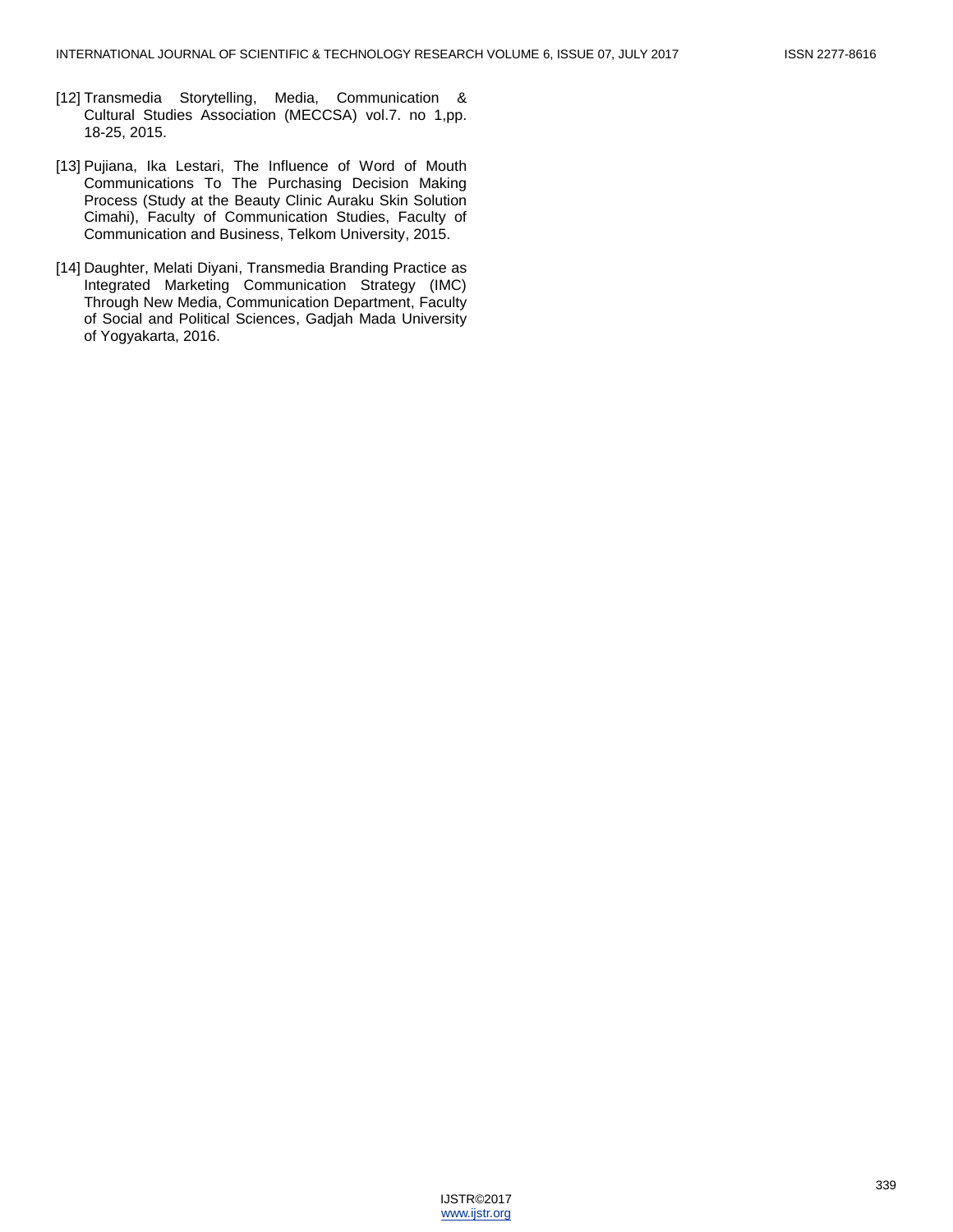[12] Transmedia Storytelling, Media, Communication & Cultural Studies Association (MECCSA) vol.7. no 1,pp. 18-25, 2015.

[13] Pujiana, Ika Lestari, The Influence of Word of Mouth Communications To The Purchasing Decision Making Process (Study at the Beauty Clinic Auraku Skin Solution Cimahi), Faculty of Communication Studies, Faculty of Communication and Business, Telkom University, 2015.

[14] Daughter, Melati Diyani, Transmedia Branding Practice as Integrated Marketing Communication Strategy (IMC) Through New Media, Communication Department, Faculty of Social and Political Sciences, Gadjah Mada University of Yogyakarta, 2016.